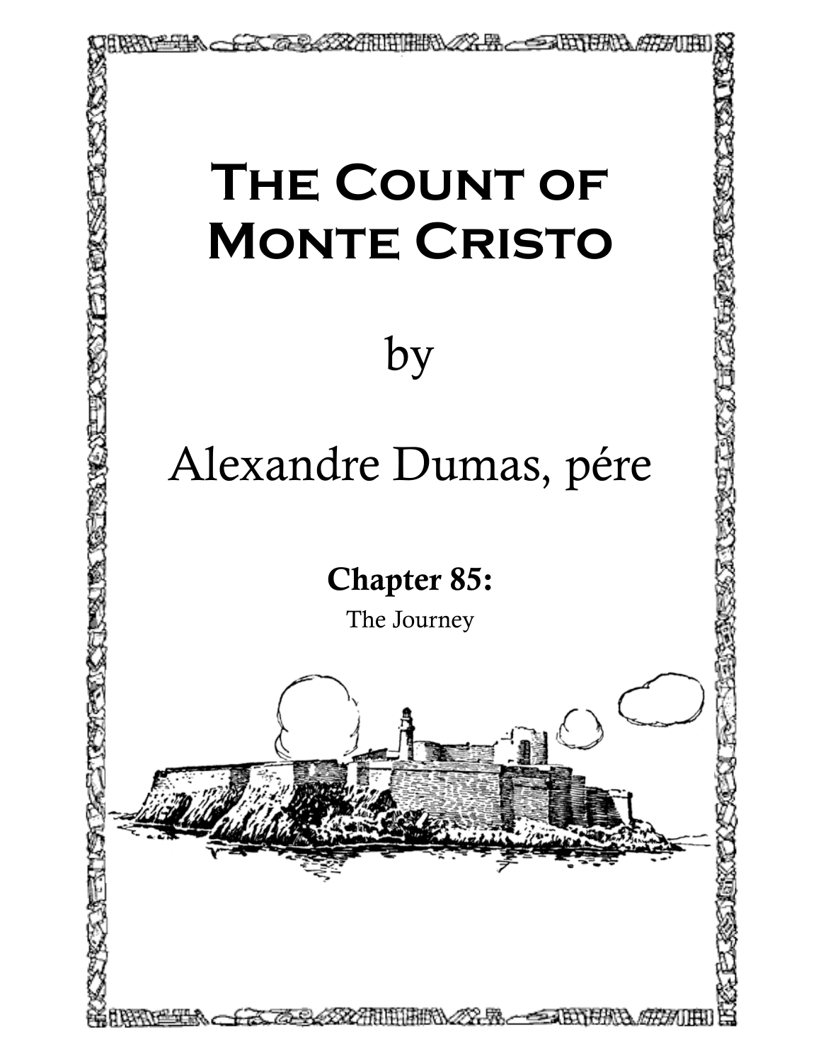# The Count of Monte Cristo

by

Alexandre Dumas, pére

## Chapter 85:

The Journey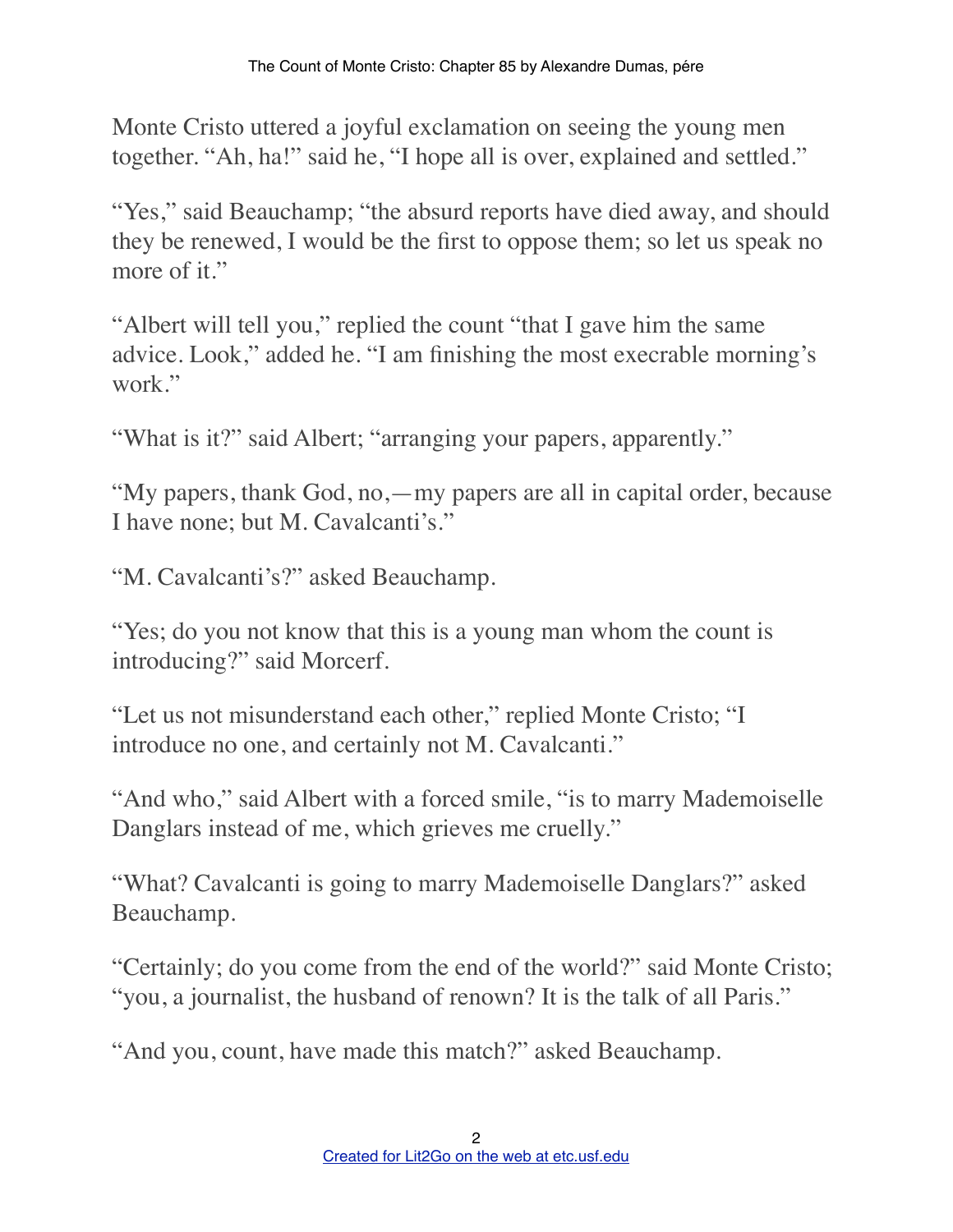Monte Cristo uttered a joyful exclamation on seeing the young men together. “Ah, ha!” said he, “I hope all is over, explained and settled.”

“Yes,” said Beauchamp; “the absurd reports have died away, and should they be renewed, I would be the first to oppose them; so let us speak no more of it.”

“Albert will tell you,” replied the count “that I gave him the same advice. Look,” added he. “I am finishing the most execrable morning’s work.”

“What is it?” said Albert; “arranging your papers, apparently.”

“My papers, thank God, no,—my papers are all in capital order, because I have none; but M. Cavalcanti’s.”

“M. Cavalcanti’s?” asked Beauchamp.

“Yes; do you not know that this is a young man whom the count is introducing?” said Morcerf.

“Let us not misunderstand each other,” replied Monte Cristo; “I introduce no one, and certainly not M. Cavalcanti.”

“And who,” said Albert with a forced smile, “is to marry Mademoiselle Danglars instead of me, which grieves me cruelly.”

“What? Cavalcanti is going to marry Mademoiselle Danglars?” asked Beauchamp.

“Certainly; do you come from the end of the world?” said Monte Cristo; “you, a journalist, the husband of renown? It is the talk of all Paris.”

“And you, count, have made this match?” asked Beauchamp.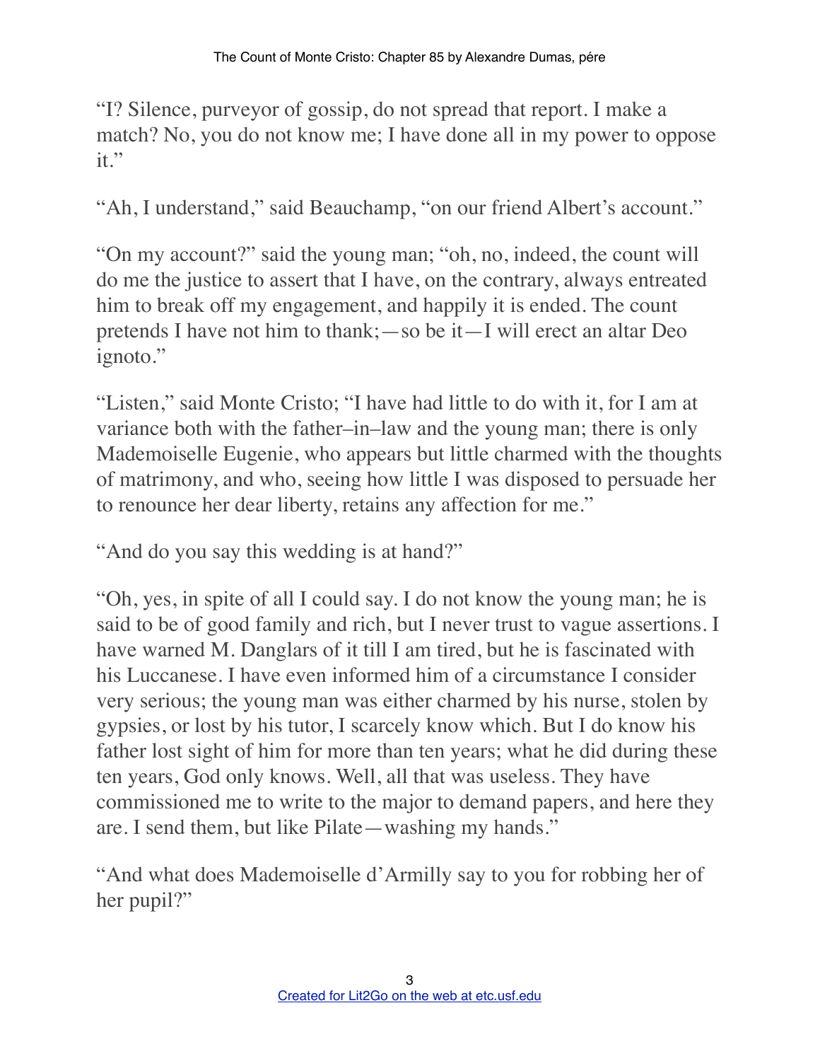"I? Silence, purveyor of gossip, do not spread that report. I make a match? No, you do not know me; I have done all in my power to oppose it."

"Ah, I understand," said Beauchamp, "on our friend Albert's account."

"On my account?" said the young man; "oh, no, indeed, the count will do me the justice to assert that I have, on the contrary, always entreated him to break off my engagement, and happily it is ended. The count pretends I have not him to thank;—so be it—I will erect an altar Deo ignoto."

"Listen," said Monte Cristo; "I have had little to do with it, for I am at variance both with the father–in–law and the young man; there is only Mademoiselle Eugenie, who appears but little charmed with the thoughts of matrimony, and who, seeing how little I was disposed to persuade her to renounce her dear liberty, retains any affection for me."

"And do you say this wedding is at hand?"

"Oh, yes, in spite of all I could say. I do not know the young man; he is said to be of good family and rich, but I never trust to vague assertions. I have warned M. Danglars of it till I am tired, but he is fascinated with his Luccanese. I have even informed him of a circumstance I consider very serious; the young man was either charmed by his nurse, stolen by gypsies, or lost by his tutor, I scarcely know which. But I do know his father lost sight of him for more than ten years; what he did during these ten years, God only knows. Well, all that was useless. They have commissioned me to write to the major to demand papers, and here they are. I send them, but like Pilate—washing my hands."

"And what does Mademoiselle d'Armilly say to you for robbing her of her pupil?"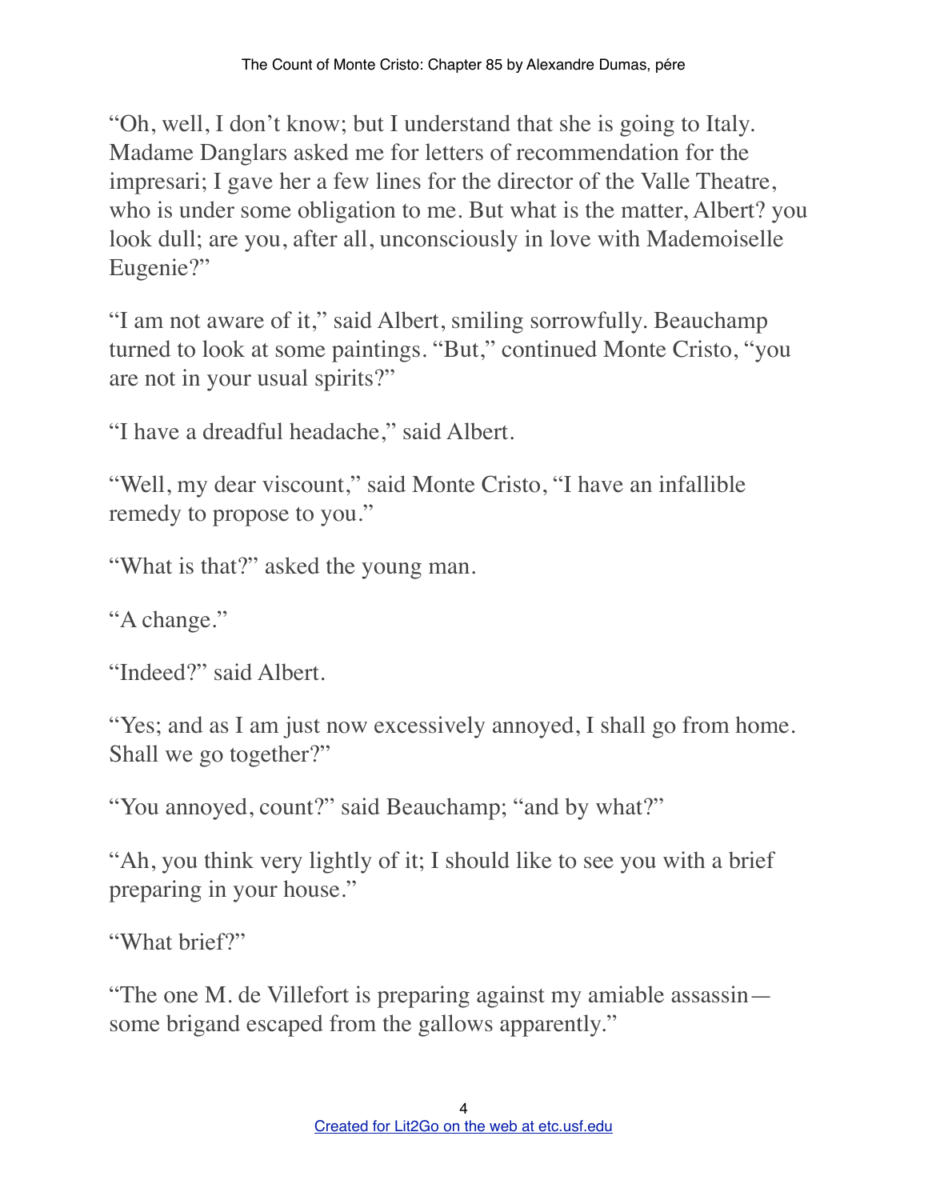"Oh, well, I don't know; but I understand that she is going to Italy. Madame Danglars asked me for letters of recommendation for the impresari; I gave her a few lines for the director of the Valle Theatre, who is under some obligation to me. But what is the matter, Albert? you look dull; are you, after all, unconsciously in love with Mademoiselle Eugenie?"

"I am not aware of it," said Albert, smiling sorrowfully. Beauchamp turned to look at some paintings. "But," continued Monte Cristo, "you are not in your usual spirits?"

"I have a dreadful headache," said Albert.

"Well, my dear viscount," said Monte Cristo, "I have an infallible remedy to propose to you."

"What is that?" asked the young man.

"A change."

"Indeed?" said Albert.

"Yes; and as I am just now excessively annoyed, I shall go from home. Shall we go together?"

"You annoyed, count?" said Beauchamp; "and by what?"

"Ah, you think very lightly of it; I should like to see you with a brief preparing in your house."

"What brief?"

"The one M. de Villefort is preparing against my amiable assassin—some brigand escaped from the gallows apparently."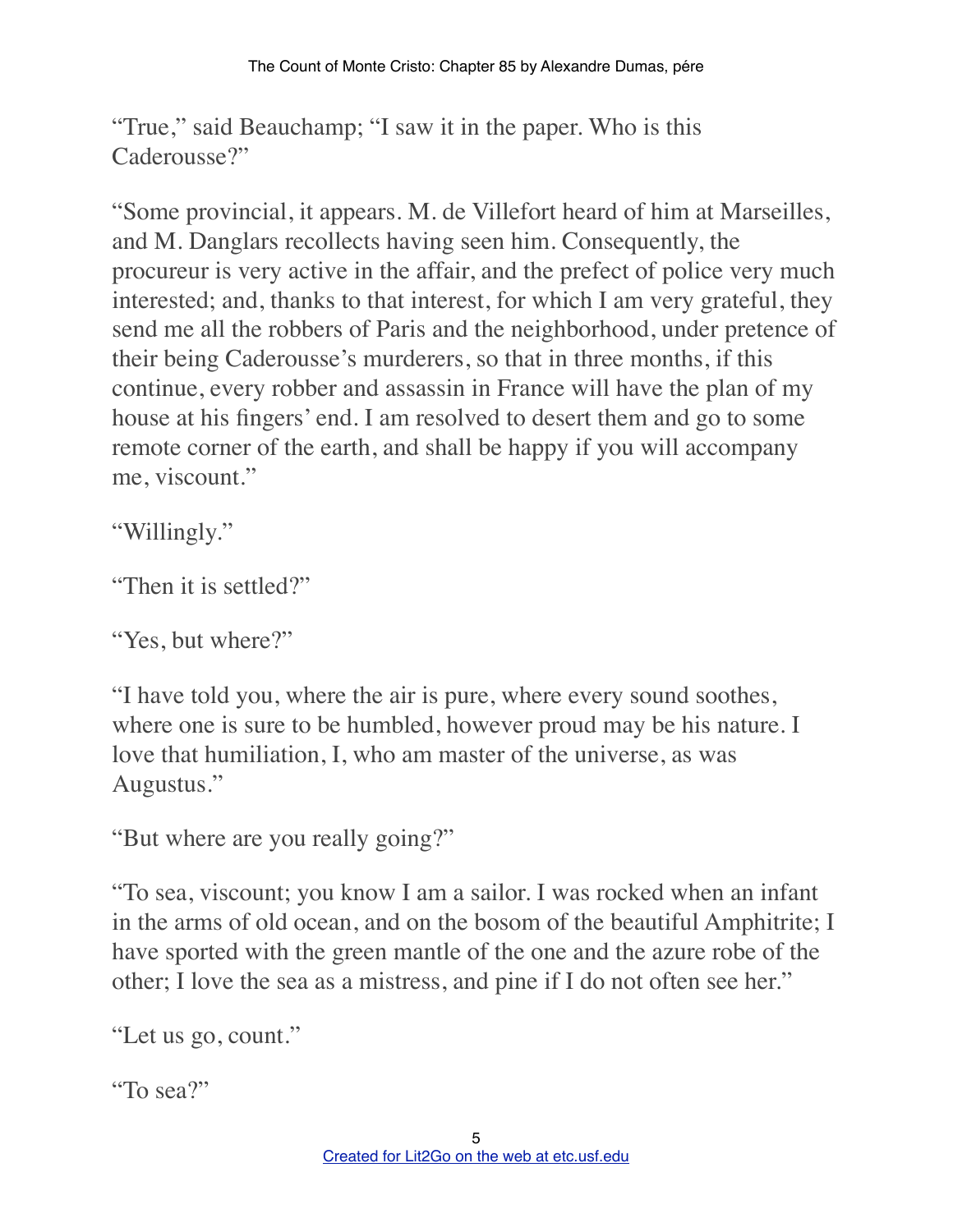"True," said Beauchamp; "I saw it in the paper. Who is this Caderousse?"

"Some provincial, it appears. M. de Villefort heard of him at Marseilles, and M. Danglars recollects having seen him. Consequently, the procureur is very active in the affair, and the prefect of police very much interested; and, thanks to that interest, for which I am very grateful, they send me all the robbers of Paris and the neighborhood, under pretence of their being Caderousse's murderers, so that in three months, if this continue, every robber and assassin in France will have the plan of my house at his fingers' end. I am resolved to desert them and go to some remote corner of the earth, and shall be happy if you will accompany me, viscount."

"Willingly."

"Then it is settled?"

"Yes, but where?"

"I have told you, where the air is pure, where every sound soothes, where one is sure to be humbled, however proud may be his nature. I love that humiliation, I, who am master of the universe, as was Augustus."

"But where are you really going?"

"To sea, viscount; you know I am a sailor. I was rocked when an infant in the arms of old ocean, and on the bosom of the beautiful Amphitrite; I have sported with the green mantle of the one and the azure robe of the other; I love the sea as a mistress, and pine if I do not often see her."

"Let us go, count."

"To sea?"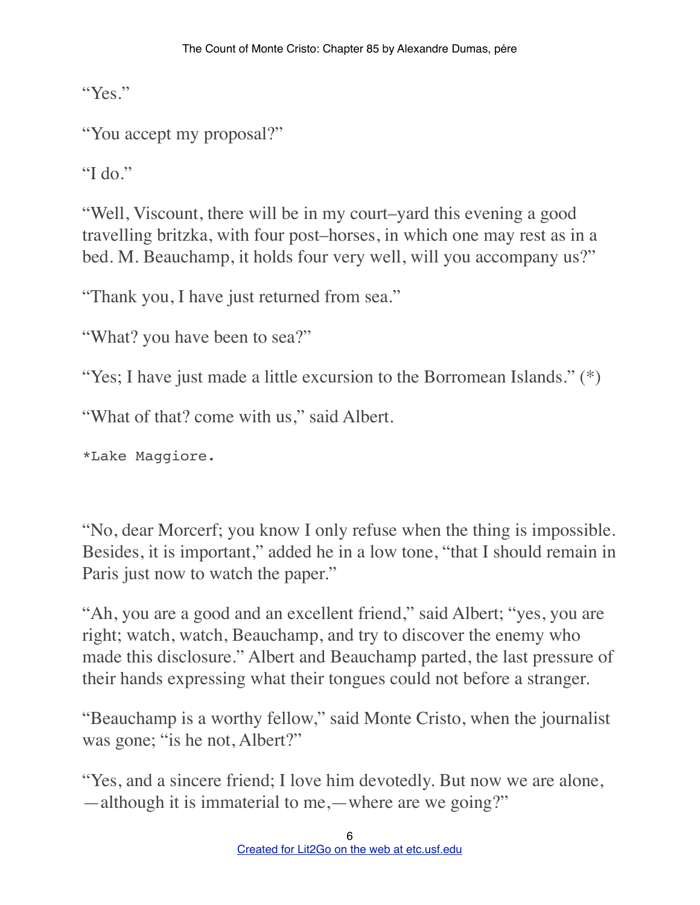"Yes."

"You accept my proposal?"

"I do."

"Well, Viscount, there will be in my court–yard this evening a good travelling britzka, with four post–horses, in which one may rest as in a bed. M. Beauchamp, it holds four very well, will you accompany us?"

"Thank you, I have just returned from sea."

"What? you have been to sea?"

"Yes; I have just made a little excursion to the Borromean Islands." (*)

"What of that? come with us," said Albert.

```
*Lake Maggiore.
```

"No, dear Morcerf; you know I only refuse when the thing is impossible. Besides, it is important," added he in a low tone, "that I should remain in Paris just now to watch the paper."

"Ah, you are a good and an excellent friend," said Albert; "yes, you are right; watch, watch, Beauchamp, and try to discover the enemy who made this disclosure." Albert and Beauchamp parted, the last pressure of their hands expressing what their tongues could not before a stranger.

"Beauchamp is a worthy fellow," said Monte Cristo, when the journalist was gone; "is he not, Albert?"

"Yes, and a sincere friend; I love him devotedly. But now we are alone, —although it is immaterial to me,—where are we going?"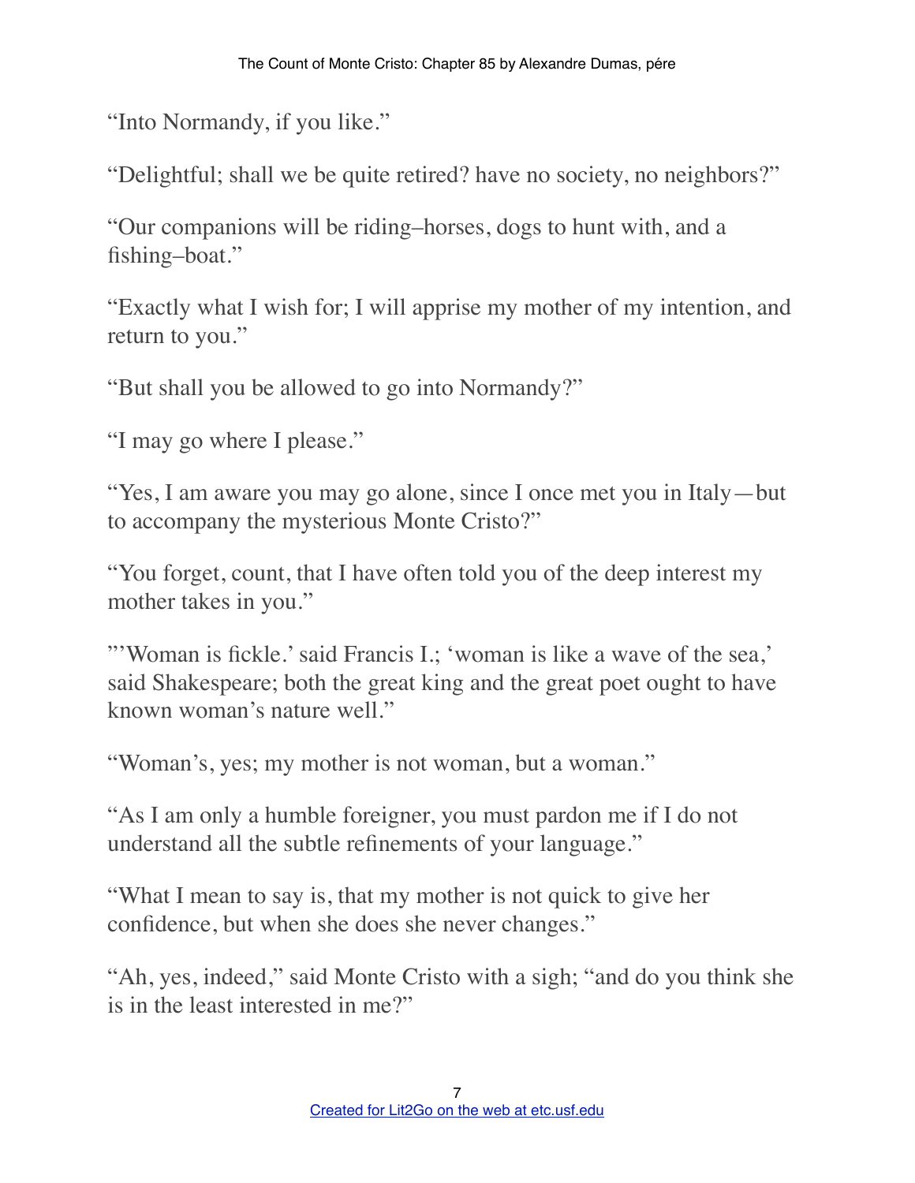"Into Normandy, if you like."

"Delightful; shall we be quite retired? have no society, no neighbors?"

"Our companions will be riding–horses, dogs to hunt with, and a fishing–boat."

"Exactly what I wish for; I will apprise my mother of my intention, and return to you."

"But shall you be allowed to go into Normandy?"

"I may go where I please."

"Yes, I am aware you may go alone, since I once met you in Italy—but to accompany the mysterious Monte Cristo?"

"You forget, count, that I have often told you of the deep interest my mother takes in you."

"'Woman is fickle.' said Francis I.; 'woman is like a wave of the sea,' said Shakespeare; both the great king and the great poet ought to have known woman's nature well."

"Woman's, yes; my mother is not woman, but a woman."

"As I am only a humble foreigner, you must pardon me if I do not understand all the subtle refinements of your language."

"What I mean to say is, that my mother is not quick to give her confidence, but when she does she never changes."

"Ah, yes, indeed," said Monte Cristo with a sigh; "and do you think she is in the least interested in me?"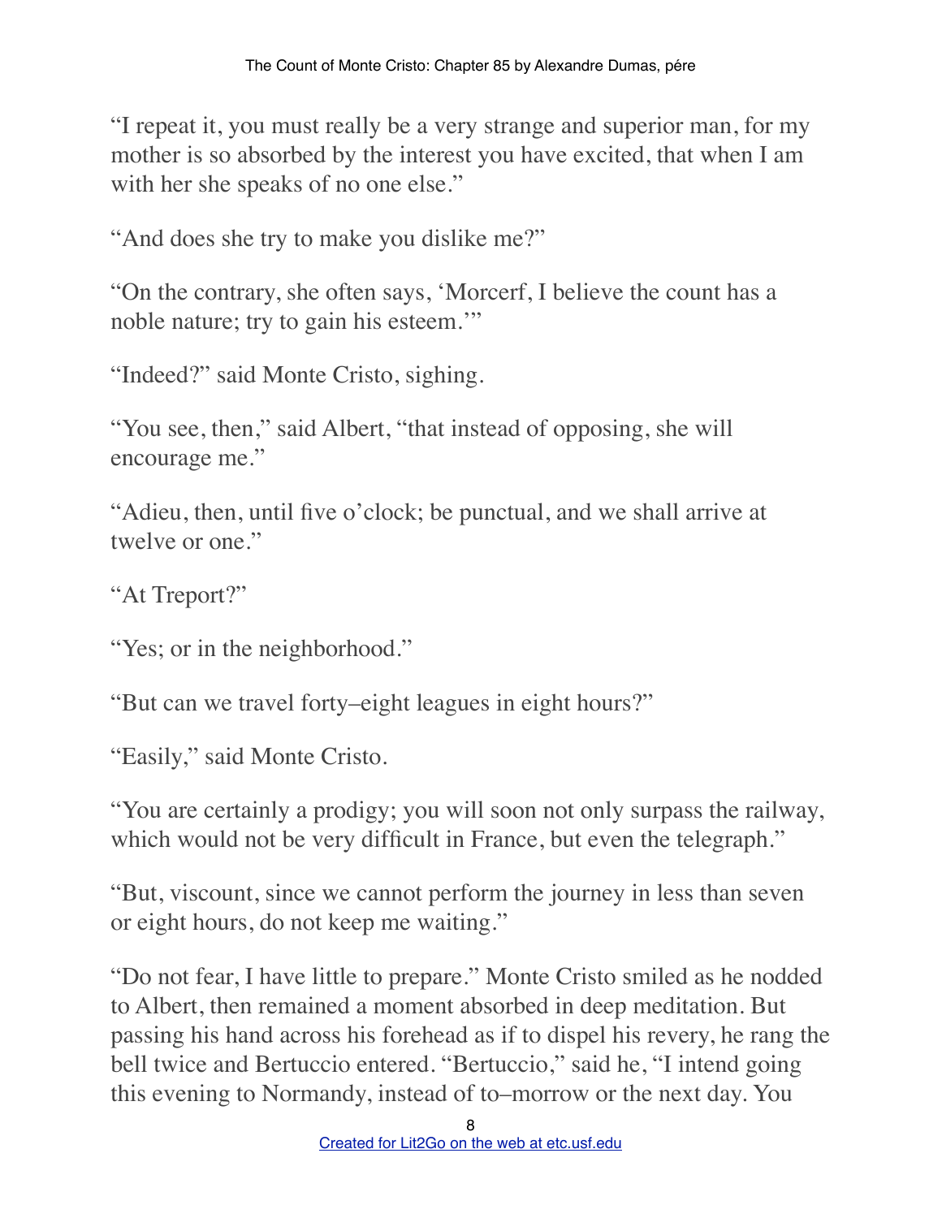"I repeat it, you must really be a very strange and superior man, for my mother is so absorbed by the interest you have excited, that when I am with her she speaks of no one else."

"And does she try to make you dislike me?"

"On the contrary, she often says, 'Morcerf, I believe the count has a noble nature; try to gain his esteem.'"

"Indeed?" said Monte Cristo, sighing.

"You see, then," said Albert, "that instead of opposing, she will encourage me."

"Adieu, then, until five o'clock; be punctual, and we shall arrive at twelve or one."

"At Treport?"

"Yes; or in the neighborhood."

"But can we travel forty–eight leagues in eight hours?"

"Easily," said Monte Cristo.

"You are certainly a prodigy; you will soon not only surpass the railway, which would not be very difficult in France, but even the telegraph."

"But, viscount, since we cannot perform the journey in less than seven or eight hours, do not keep me waiting."

"Do not fear, I have little to prepare." Monte Cristo smiled as he nodded to Albert, then remained a moment absorbed in deep meditation. But passing his hand across his forehead as if to dispel his revery, he rang the bell twice and Bertuccio entered. "Bertuccio," said he, "I intend going this evening to Normandy, instead of to–morrow or the next day. You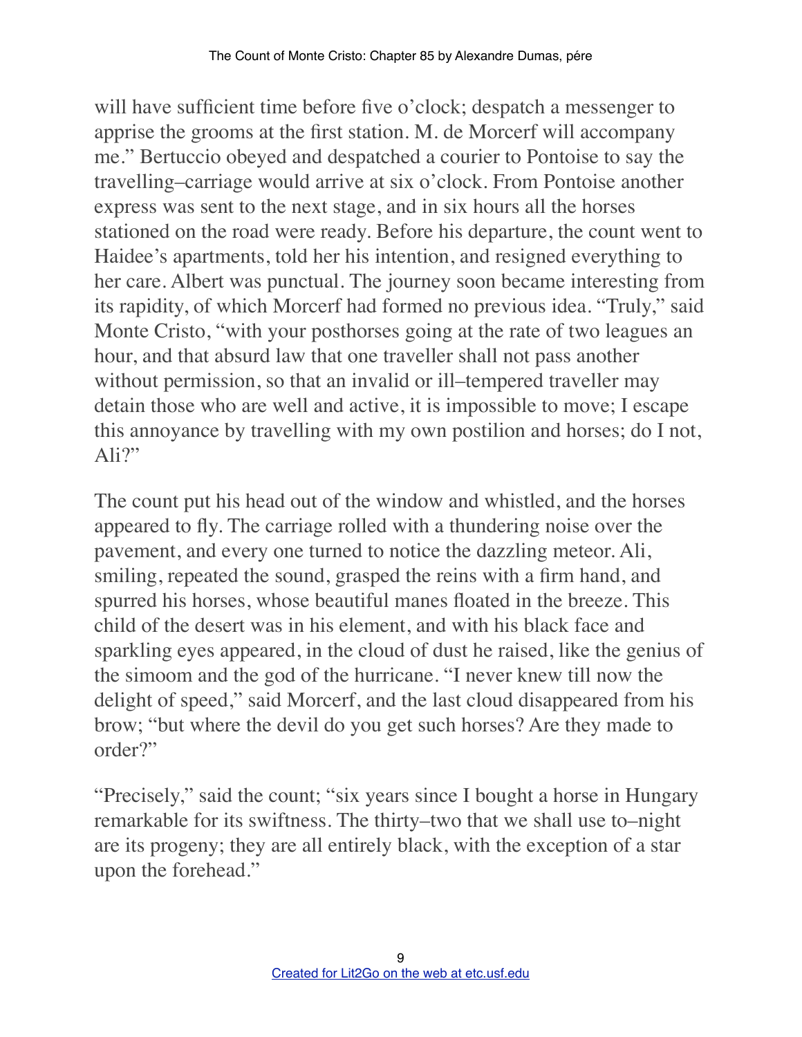will have sufficient time before five o'clock; despatch a messenger to apprise the grooms at the first station. M. de Morcerf will accompany me." Bertuccio obeyed and despatched a courier to Pontoise to say the travelling–carriage would arrive at six o'clock. From Pontoise another express was sent to the next stage, and in six hours all the horses stationed on the road were ready. Before his departure, the count went to Haidee's apartments, told her his intention, and resigned everything to her care. Albert was punctual. The journey soon became interesting from its rapidity, of which Morcerf had formed no previous idea. "Truly," said Monte Cristo, "with your posthorses going at the rate of two leagues an hour, and that absurd law that one traveller shall not pass another without permission, so that an invalid or ill–tempered traveller may detain those who are well and active, it is impossible to move; I escape this annoyance by travelling with my own postilion and horses; do I not, Ali?"

The count put his head out of the window and whistled, and the horses appeared to fly. The carriage rolled with a thundering noise over the pavement, and every one turned to notice the dazzling meteor. Ali, smiling, repeated the sound, grasped the reins with a firm hand, and spurred his horses, whose beautiful manes floated in the breeze. This child of the desert was in his element, and with his black face and sparkling eyes appeared, in the cloud of dust he raised, like the genius of the simoom and the god of the hurricane. "I never knew till now the delight of speed," said Morcerf, and the last cloud disappeared from his brow; "but where the devil do you get such horses? Are they made to order?"

"Precisely," said the count; "six years since I bought a horse in Hungary remarkable for its swiftness. The thirty–two that we shall use to–night are its progeny; they are all entirely black, with the exception of a star upon the forehead."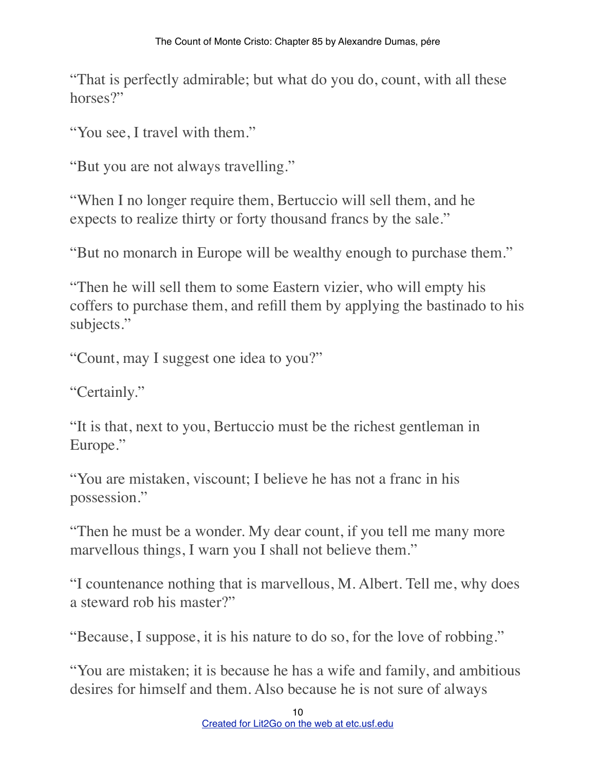"That is perfectly admirable; but what do you do, count, with all these horses?"

"You see, I travel with them."

"But you are not always travelling."

"When I no longer require them, Bertuccio will sell them, and he expects to realize thirty or forty thousand francs by the sale."

"But no monarch in Europe will be wealthy enough to purchase them."

"Then he will sell them to some Eastern vizier, who will empty his coffers to purchase them, and refill them by applying the bastinado to his subjects."

"Count, may I suggest one idea to you?"

"Certainly."

"It is that, next to you, Bertuccio must be the richest gentleman in Europe."

"You are mistaken, viscount; I believe he has not a franc in his possession."

"Then he must be a wonder. My dear count, if you tell me many more marvellous things, I warn you I shall not believe them."

"I countenance nothing that is marvellous, M. Albert. Tell me, why does a steward rob his master?"

"Because, I suppose, it is his nature to do so, for the love of robbing."

"You are mistaken; it is because he has a wife and family, and ambitious desires for himself and them. Also because he is not sure of always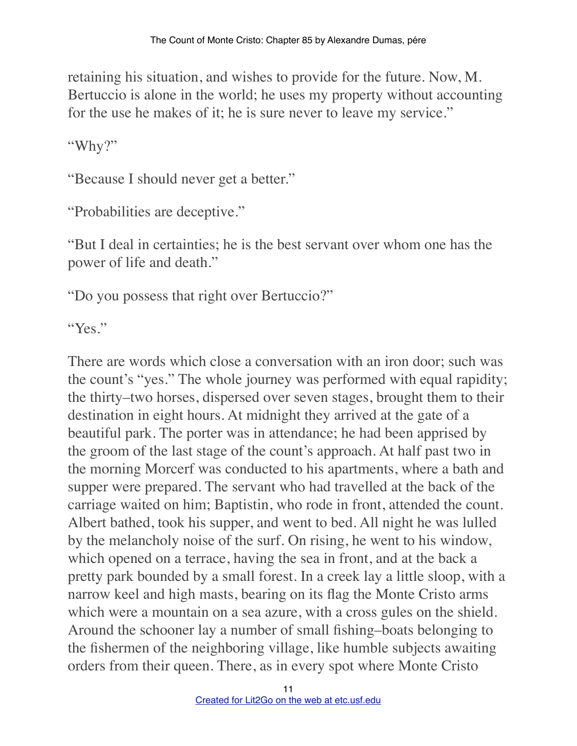retaining his situation, and wishes to provide for the future. Now, M. Bertuccio is alone in the world; he uses my property without accounting for the use he makes of it; he is sure never to leave my service."

"Why?"

"Because I should never get a better."

"Probabilities are deceptive."

"But I deal in certainties; he is the best servant over whom one has the power of life and death."

"Do you possess that right over Bertuccio?"

"Yes."

There are words which close a conversation with an iron door; such was the count's "yes." The whole journey was performed with equal rapidity; the thirty–two horses, dispersed over seven stages, brought them to their destination in eight hours. At midnight they arrived at the gate of a beautiful park. The porter was in attendance; he had been apprised by the groom of the last stage of the count's approach. At half past two in the morning Morcerf was conducted to his apartments, where a bath and supper were prepared. The servant who had travelled at the back of the carriage waited on him; Baptistin, who rode in front, attended the count. Albert bathed, took his supper, and went to bed. All night he was lulled by the melancholy noise of the surf. On rising, he went to his window, which opened on a terrace, having the sea in front, and at the back a pretty park bounded by a small forest. In a creek lay a little sloop, with a narrow keel and high masts, bearing on its flag the Monte Cristo arms which were a mountain on a sea azure, with a cross gules on the shield. Around the schooner lay a number of small fishing–boats belonging to the fishermen of the neighboring village, like humble subjects awaiting orders from their queen. There, as in every spot where Monte Cristo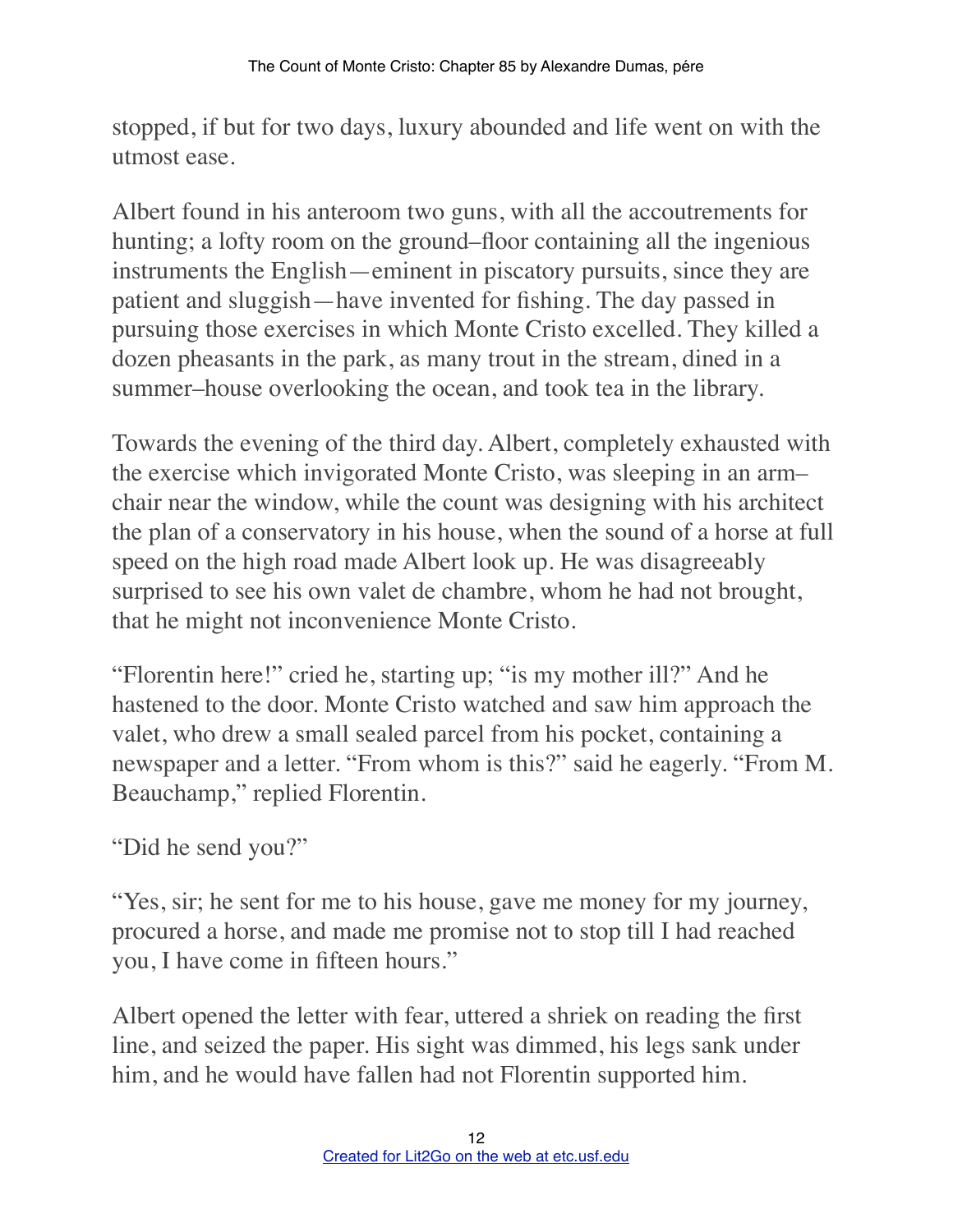stopped, if but for two days, luxury abounded and life went on with the utmost ease.

Albert found in his anteroom two guns, with all the accoutrements for hunting; a lofty room on the ground–floor containing all the ingenious instruments the English—eminent in piscatory pursuits, since they are patient and sluggish—have invented for fishing. The day passed in pursuing those exercises in which Monte Cristo excelled. They killed a dozen pheasants in the park, as many trout in the stream, dined in a summer–house overlooking the ocean, and took tea in the library.

Towards the evening of the third day. Albert, completely exhausted with the exercise which invigorated Monte Cristo, was sleeping in an arm–chair near the window, while the count was designing with his architect the plan of a conservatory in his house, when the sound of a horse at full speed on the high road made Albert look up. He was disagreeably surprised to see his own valet de chambre, whom he had not brought, that he might not inconvenience Monte Cristo.

"Florentin here!" cried he, starting up; "is my mother ill?" And he hastened to the door. Monte Cristo watched and saw him approach the valet, who drew a small sealed parcel from his pocket, containing a newspaper and a letter. "From whom is this?" said he eagerly. "From M. Beauchamp," replied Florentin.

"Did he send you?"

"Yes, sir; he sent for me to his house, gave me money for my journey, procured a horse, and made me promise not to stop till I had reached you, I have come in fifteen hours."

Albert opened the letter with fear, uttered a shriek on reading the first line, and seized the paper. His sight was dimmed, his legs sank under him, and he would have fallen had not Florentin supported him.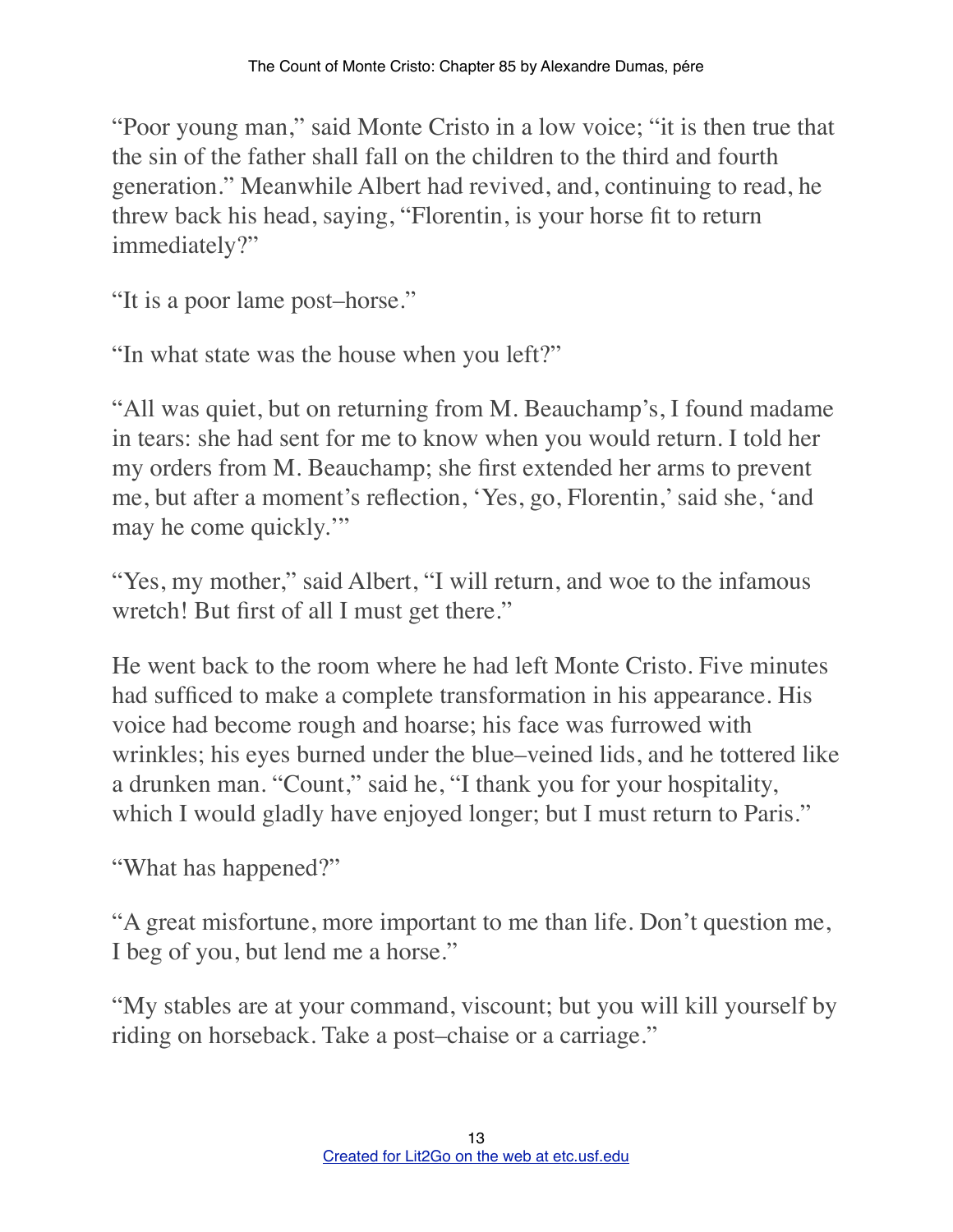"Poor young man," said Monte Cristo in a low voice; "it is then true that the sin of the father shall fall on the children to the third and fourth generation." Meanwhile Albert had revived, and, continuing to read, he threw back his head, saying, "Florentin, is your horse fit to return immediately?"

"It is a poor lame post–horse."

"In what state was the house when you left?"

"All was quiet, but on returning from M. Beauchamp's, I found madame in tears: she had sent for me to know when you would return. I told her my orders from M. Beauchamp; she first extended her arms to prevent me, but after a moment's reflection, 'Yes, go, Florentin,' said she, 'and may he come quickly.'"

"Yes, my mother," said Albert, "I will return, and woe to the infamous wretch! But first of all I must get there."

He went back to the room where he had left Monte Cristo. Five minutes had sufficed to make a complete transformation in his appearance. His voice had become rough and hoarse; his face was furrowed with wrinkles; his eyes burned under the blue–veined lids, and he tottered like a drunken man. "Count," said he, "I thank you for your hospitality, which I would gladly have enjoyed longer; but I must return to Paris."

"What has happened?"

"A great misfortune, more important to me than life. Don't question me, I beg of you, but lend me a horse."

"My stables are at your command, viscount; but you will kill yourself by riding on horseback. Take a post–chaise or a carriage."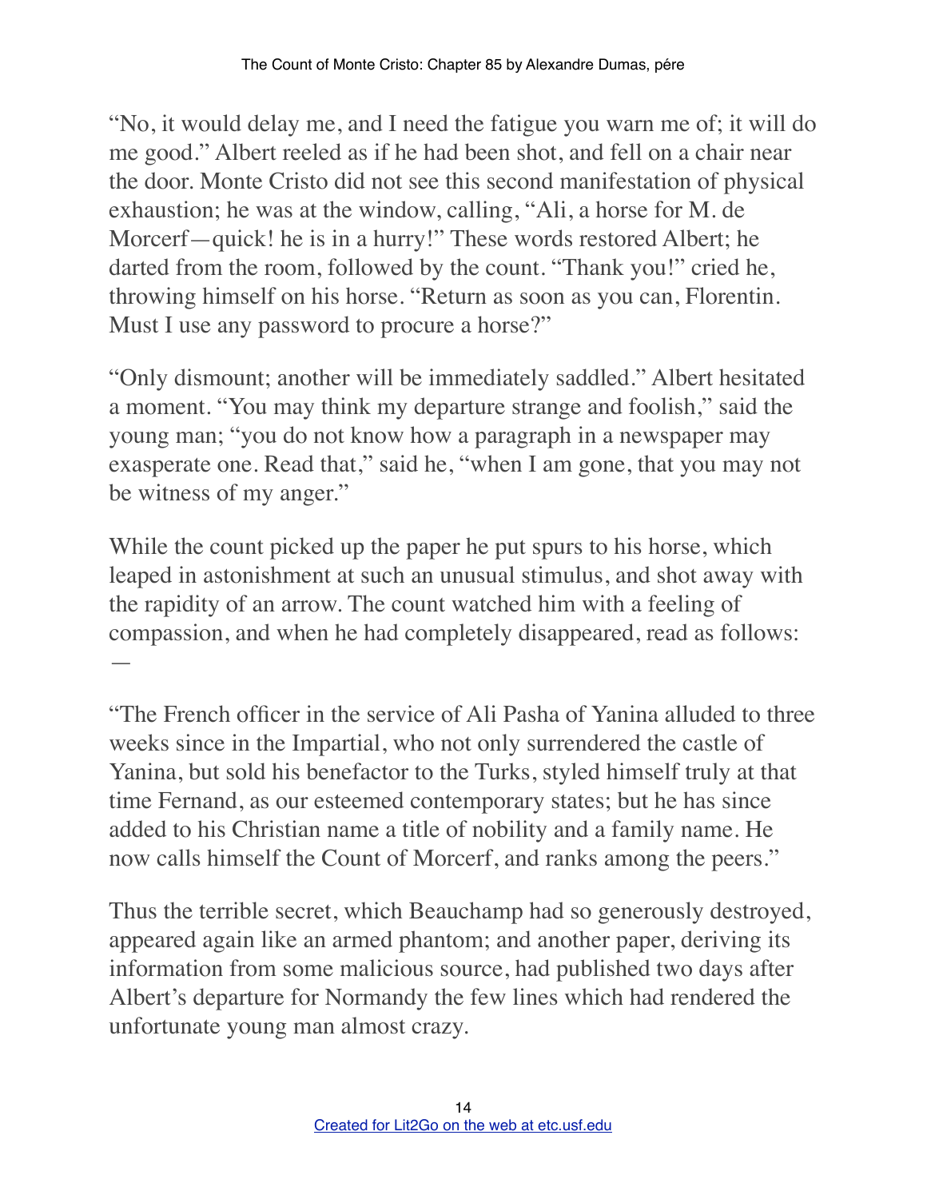"No, it would delay me, and I need the fatigue you warn me of; it will do me good." Albert reeled as if he had been shot, and fell on a chair near the door. Monte Cristo did not see this second manifestation of physical exhaustion; he was at the window, calling, "Ali, a horse for M. de Morcerf—quick! he is in a hurry!" These words restored Albert; he darted from the room, followed by the count. "Thank you!" cried he, throwing himself on his horse. "Return as soon as you can, Florentin. Must I use any password to procure a horse?"

"Only dismount; another will be immediately saddled." Albert hesitated a moment. "You may think my departure strange and foolish," said the young man; "you do not know how a paragraph in a newspaper may exasperate one. Read that," said he, "when I am gone, that you may not be witness of my anger."

While the count picked up the paper he put spurs to his horse, which leaped in astonishment at such an unusual stimulus, and shot away with the rapidity of an arrow. The count watched him with a feeling of compassion, and when he had completely disappeared, read as follows:—

"The French officer in the service of Ali Pasha of Yanina alluded to three weeks since in the Impartial, who not only surrendered the castle of Yanina, but sold his benefactor to the Turks, styled himself truly at that time Fernand, as our esteemed contemporary states; but he has since added to his Christian name a title of nobility and a family name. He now calls himself the Count of Morcerf, and ranks among the peers."

Thus the terrible secret, which Beauchamp had so generously destroyed, appeared again like an armed phantom; and another paper, deriving its information from some malicious source, had published two days after Albert's departure for Normandy the few lines which had rendered the unfortunate young man almost crazy.